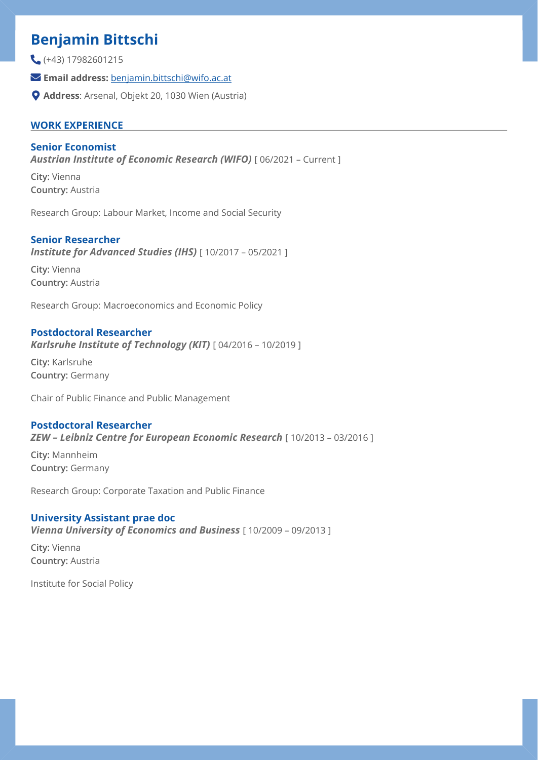# Benjamin Bittschi

(+43) 17982601215

**Email address:** benjamin.bittschi@wifo.ac.at

**Address**: Arsenal, Objekt 20, 1030 Wien (Austria)

## WORK EXPERIENCE

### Senior Economist

***Austrian Institute of Economic Research (WIFO)*** [ 06/2021 – Current ]

**City:** Vienna
**Country:** Austria

Research Group: Labour Market, Income and Social Security

### Senior Researcher

***Institute for Advanced Studies (IHS)*** [ 10/2017 – 05/2021 ]

**City:** Vienna
**Country:** Austria

Research Group: Macroeconomics and Economic Policy

### Postdoctoral Researcher

***Karlsruhe Institute of Technology (KIT)*** [ 04/2016 – 10/2019 ]

**City:** Karlsruhe
**Country:** Germany

Chair of Public Finance and Public Management

### Postdoctoral Researcher

***ZEW – Leibniz Centre for European Economic Research*** [ 10/2013 – 03/2016 ]

**City:** Mannheim
**Country:** Germany

Research Group: Corporate Taxation and Public Finance

### University Assistant prae doc

***Vienna University of Economics and Business*** [ 10/2009 – 09/2013 ]

**City:** Vienna
**Country:** Austria

Institute for Social Policy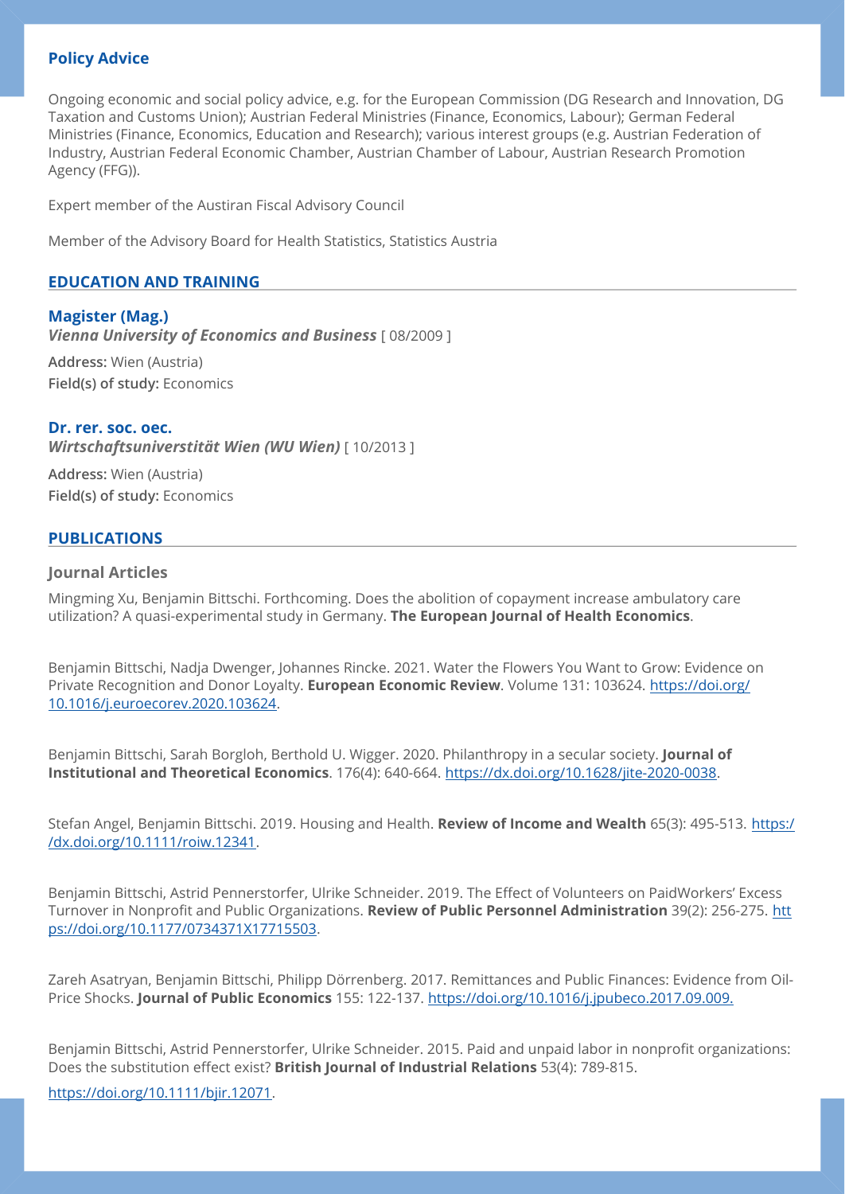### Policy Advice

Ongoing economic and social policy advice, e.g. for the European Commission (DG Research and Innovation, DG Taxation and Customs Union); Austrian Federal Ministries (Finance, Economics, Labour); German Federal Ministries (Finance, Economics, Education and Research); various interest groups (e.g. Austrian Federation of Industry, Austrian Federal Economic Chamber, Austrian Chamber of Labour, Austrian Research Promotion Agency (FFG)).

Expert member of the Austiran Fiscal Advisory Council

Member of the Advisory Board for Health Statistics, Statistics Austria

## EDUCATION AND TRAINING

### Magister (Mag.)

***Vienna University of Economics and Business*** [ 08/2009 ]

**Address:** Wien (Austria)
**Field(s) of study:** Economics

### Dr. rer. soc. oec.

***Wirtschaftsuniverstität Wien (WU Wien)*** [ 10/2013 ]

**Address:** Wien (Austria)
**Field(s) of study:** Economics

## PUBLICATIONS

### Journal Articles

Mingming Xu, Benjamin Bittschi. Forthcoming. Does the abolition of copayment increase ambulatory care utilization? A quasi-experimental study in Germany. **The European Journal of Health Economics**.

Benjamin Bittschi, Nadja Dwenger, Johannes Rincke. 2021. Water the Flowers You Want to Grow: Evidence on Private Recognition and Donor Loyalty. **European Economic Review**. Volume 131: 103624. https://doi.org/10.1016/j.euroecorev.2020.103624.

Benjamin Bittschi, Sarah Borgloh, Berthold U. Wigger. 2020. Philanthropy in a secular society. **Journal of Institutional and Theoretical Economics**. 176(4): 640-664. https://dx.doi.org/10.1628/jite-2020-0038.

Stefan Angel, Benjamin Bittschi. 2019. Housing and Health. **Review of Income and Wealth** 65(3): 495-513. https://dx.doi.org/10.1111/roiw.12341.

Benjamin Bittschi, Astrid Pennerstorfer, Ulrike Schneider. 2019. The Effect of Volunteers on PaidWorkers' Excess Turnover in Nonprofit and Public Organizations. **Review of Public Personnel Administration** 39(2): 256-275. https://doi.org/10.1177/0734371X17715503.

Zareh Asatryan, Benjamin Bittschi, Philipp Dörrenberg. 2017. Remittances and Public Finances: Evidence from Oil-Price Shocks. **Journal of Public Economics** 155: 122-137. https://doi.org/10.1016/j.jpubeco.2017.09.009.

Benjamin Bittschi, Astrid Pennerstorfer, Ulrike Schneider. 2015. Paid and unpaid labor in nonprofit organizations: Does the substitution effect exist? **British Journal of Industrial Relations** 53(4): 789-815.

https://doi.org/10.1111/bjir.12071.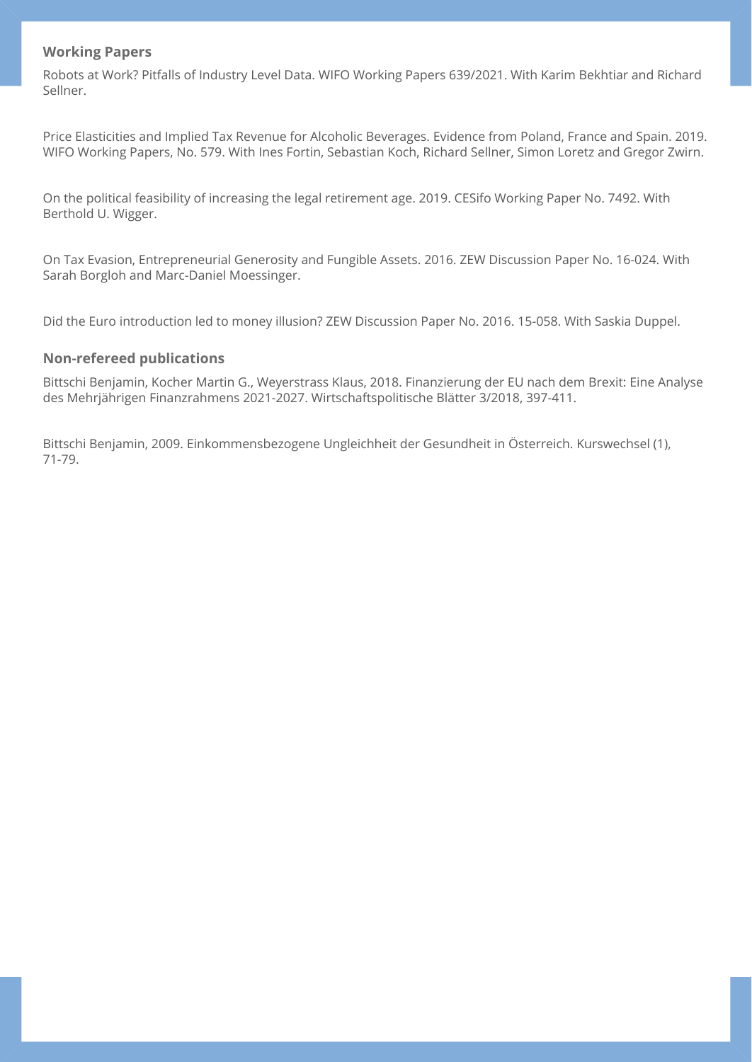## Working Papers

Robots at Work? Pitfalls of Industry Level Data. WIFO Working Papers 639/2021. With Karim Bekhtiar and Richard Sellner.

Price Elasticities and Implied Tax Revenue for Alcoholic Beverages. Evidence from Poland, France and Spain. 2019. WIFO Working Papers, No. 579. With Ines Fortin, Sebastian Koch, Richard Sellner, Simon Loretz and Gregor Zwirn.

On the political feasibility of increasing the legal retirement age. 2019. CESifo Working Paper No. 7492. With Berthold U. Wigger.

On Tax Evasion, Entrepreneurial Generosity and Fungible Assets. 2016. ZEW Discussion Paper No. 16-024. With Sarah Borgloh and Marc-Daniel Moessinger.

Did the Euro introduction led to money illusion? ZEW Discussion Paper No. 2016. 15-058. With Saskia Duppel.

## Non-refereed publications

Bittschi Benjamin, Kocher Martin G., Weyerstrass Klaus, 2018. Finanzierung der EU nach dem Brexit: Eine Analyse des Mehrjährigen Finanzrahmens 2021-2027. Wirtschaftspolitische Blätter 3/2018, 397-411.

Bittschi Benjamin, 2009. Einkommensbezogene Ungleichheit der Gesundheit in Österreich. Kurswechsel (1), 71-79.